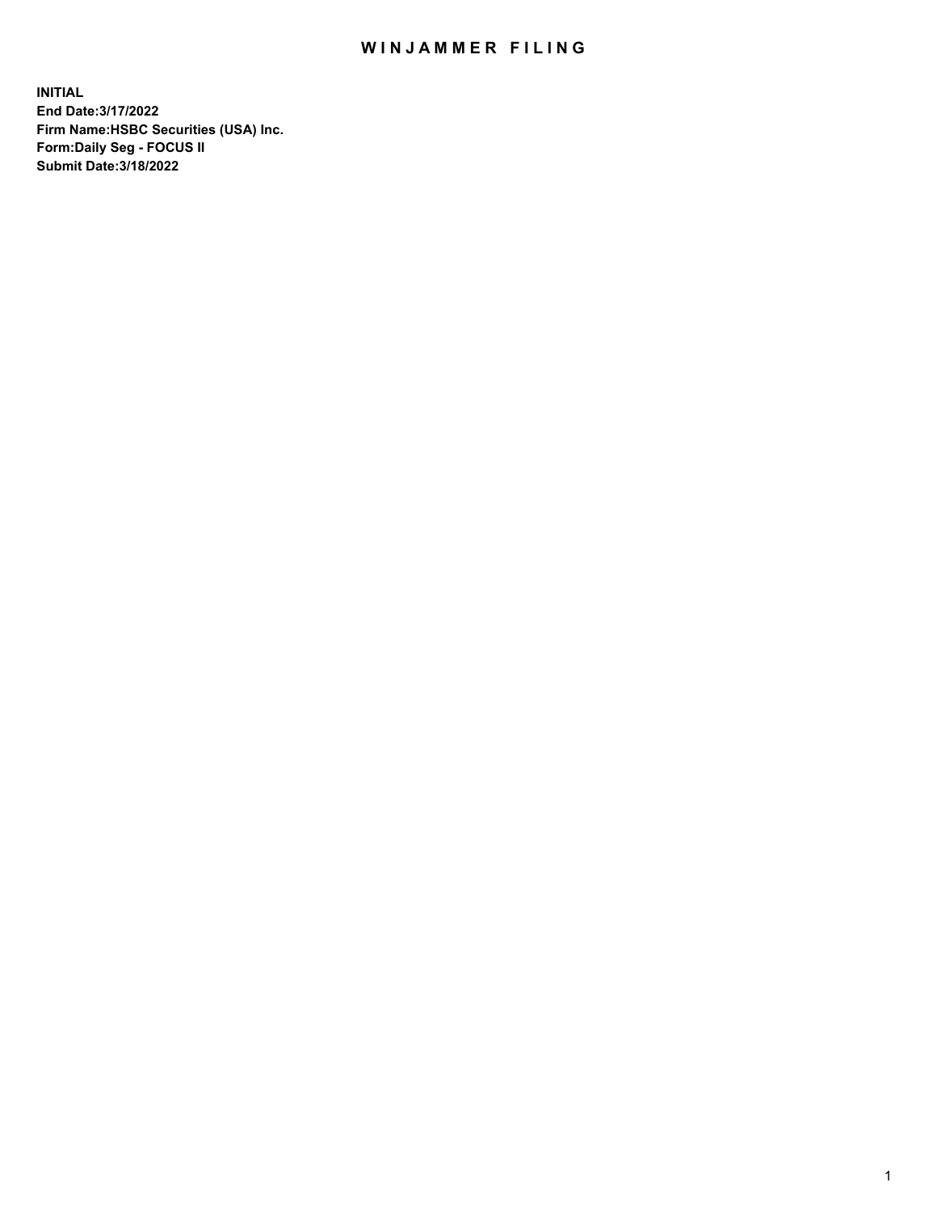# WINJAMMER FILING

**INITIAL**
**End Date:3/17/2022**
**Firm Name:HSBC Securities (USA) Inc.**
**Form:Daily Seg - FOCUS II**
**Submit Date:3/18/2022**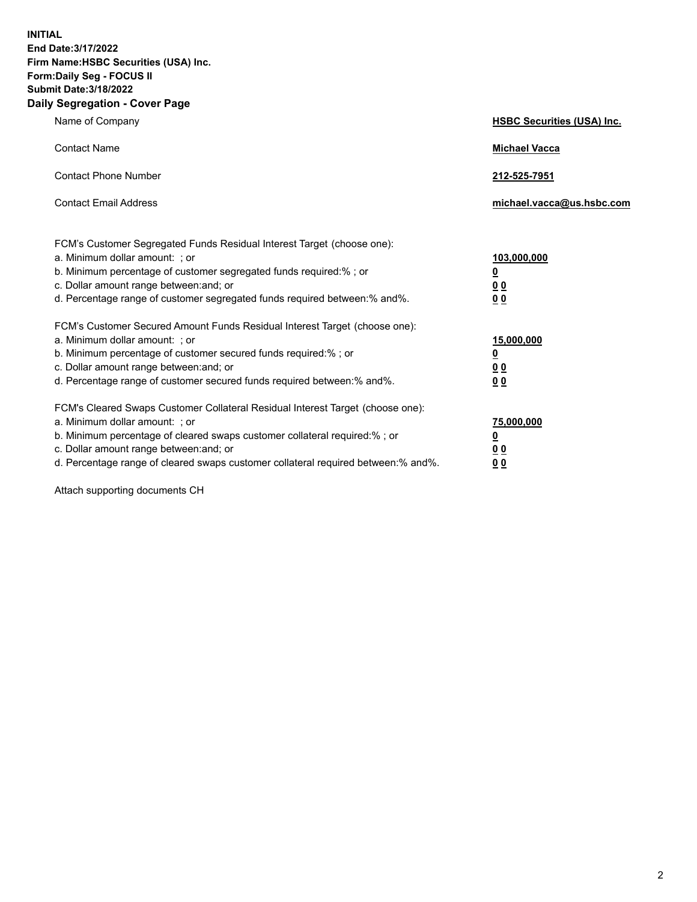**INITIAL**
**End Date:3/17/2022**
**Firm Name:HSBC Securities (USA) Inc.**
**Form:Daily Seg - FOCUS II**
**Submit Date:3/18/2022**

## Daily Segregation - Cover Page

| | |
|---|---|
| Name of Company | **HSBC Securities (USA) Inc.** |
| Contact Name | **Michael Vacca** |
| Contact Phone Number | **212-525-7951** |
| Contact Email Address | **michael.vacca@us.hsbc.com** |

| | |
|---|---|
| FCM's Customer Segregated Funds Residual Interest Target (choose one): | |
| a. Minimum dollar amount: ; or | **103,000,000** |
| b. Minimum percentage of customer segregated funds required:% ; or | **0** |
| c. Dollar amount range between:and; or | **0 0** |
| d. Percentage range of customer segregated funds required between:% and%. | **0 0** |
| FCM's Customer Secured Amount Funds Residual Interest Target (choose one): | |
| a. Minimum dollar amount: ; or | **15,000,000** |
| b. Minimum percentage of customer secured funds required:% ; or | **0** |
| c. Dollar amount range between:and; or | **0 0** |
| d. Percentage range of customer secured funds required between:% and%. | **0 0** |
| FCM's Cleared Swaps Customer Collateral Residual Interest Target (choose one): | |
| a. Minimum dollar amount: ; or | **75,000,000** |
| b. Minimum percentage of cleared swaps customer collateral required:% ; or | **0** |
| c. Dollar amount range between:and; or | **0 0** |
| d. Percentage range of cleared swaps customer collateral required between:% and%. | **0 0** |

Attach supporting documents CH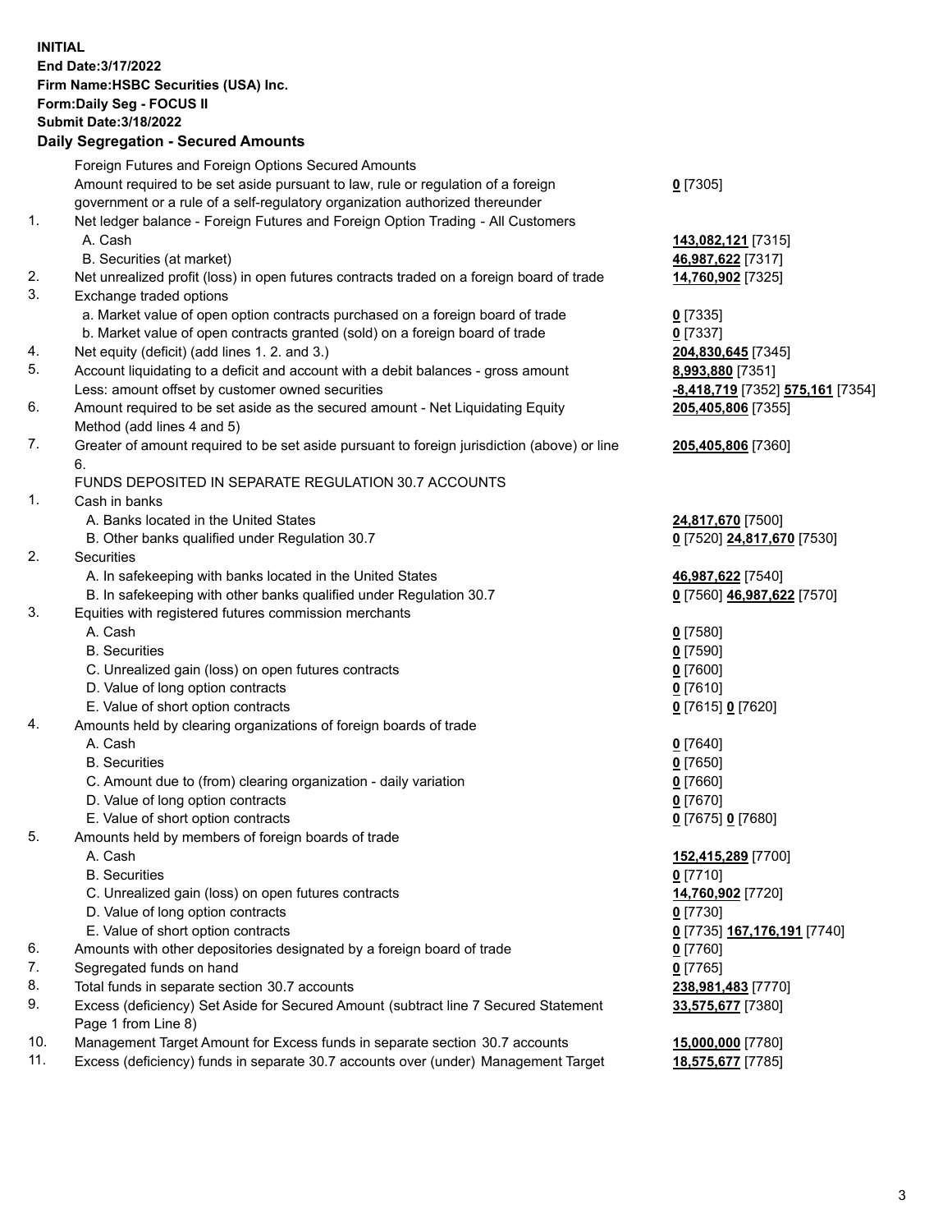**INITIAL**
**End Date:3/17/2022**
**Firm Name:HSBC Securities (USA) Inc.**
**Form:Daily Seg - FOCUS II**
**Submit Date:3/18/2022**

## Daily Segregation - Secured Amounts

| | | |
|---|---|---|
| | Foreign Futures and Foreign Options Secured Amounts | |
| | Amount required to be set aside pursuant to law, rule or regulation of a foreign government or a rule of a self-regulatory organization authorized thereunder | **0** [7305] |
| 1. | Net ledger balance - Foreign Futures and Foreign Option Trading - All Customers | |
| | A. Cash | **143,082,121** [7315] |
| | B. Securities (at market) | **46,987,622** [7317] |
| 2. | Net unrealized profit (loss) in open futures contracts traded on a foreign board of trade | **14,760,902** [7325] |
| 3. | Exchange traded options | |
| | a. Market value of open option contracts purchased on a foreign board of trade | **0** [7335] |
| | b. Market value of open contracts granted (sold) on a foreign board of trade | **0** [7337] |
| 4. | Net equity (deficit) (add lines 1. 2. and 3.) | **204,830,645** [7345] |
| 5. | Account liquidating to a deficit and account with a debit balances - gross amount | **8,993,880** [7351] |
| | Less: amount offset by customer owned securities | **-8,418,719** [7352] **575,161** [7354] |
| 6. | Amount required to be set aside as the secured amount - Net Liquidating Equity Method (add lines 4 and 5) | **205,405,806** [7355] |
| 7. | Greater of amount required to be set aside pursuant to foreign jurisdiction (above) or line 6. | **205,405,806** [7360] |
| | FUNDS DEPOSITED IN SEPARATE REGULATION 30.7 ACCOUNTS | |
| 1. | Cash in banks | |
| | A. Banks located in the United States | **24,817,670** [7500] |
| | B. Other banks qualified under Regulation 30.7 | **0** [7520] **24,817,670** [7530] |
| 2. | Securities | |
| | A. In safekeeping with banks located in the United States | **46,987,622** [7540] |
| | B. In safekeeping with other banks qualified under Regulation 30.7 | **0** [7560] **46,987,622** [7570] |
| 3. | Equities with registered futures commission merchants | |
| | A. Cash | **0** [7580] |
| | B. Securities | **0** [7590] |
| | C. Unrealized gain (loss) on open futures contracts | **0** [7600] |
| | D. Value of long option contracts | **0** [7610] |
| | E. Value of short option contracts | **0** [7615] **0** [7620] |
| 4. | Amounts held by clearing organizations of foreign boards of trade | |
| | A. Cash | **0** [7640] |
| | B. Securities | **0** [7650] |
| | C. Amount due to (from) clearing organization - daily variation | **0** [7660] |
| | D. Value of long option contracts | **0** [7670] |
| | E. Value of short option contracts | **0** [7675] **0** [7680] |
| 5. | Amounts held by members of foreign boards of trade | |
| | A. Cash | **152,415,289** [7700] |
| | B. Securities | **0** [7710] |
| | C. Unrealized gain (loss) on open futures contracts | **14,760,902** [7720] |
| | D. Value of long option contracts | **0** [7730] |
| | E. Value of short option contracts | **0** [7735] **167,176,191** [7740] |
| 6. | Amounts with other depositories designated by a foreign board of trade | **0** [7760] |
| 7. | Segregated funds on hand | **0** [7765] |
| 8. | Total funds in separate section 30.7 accounts | **238,981,483** [7770] |
| 9. | Excess (deficiency) Set Aside for Secured Amount (subtract line 7 Secured Statement Page 1 from Line 8) | **33,575,677** [7380] |
| 10. | Management Target Amount for Excess funds in separate section 30.7 accounts | **15,000,000** [7780] |
| 11. | Excess (deficiency) funds in separate 30.7 accounts over (under) Management Target | **18,575,677** [7785] |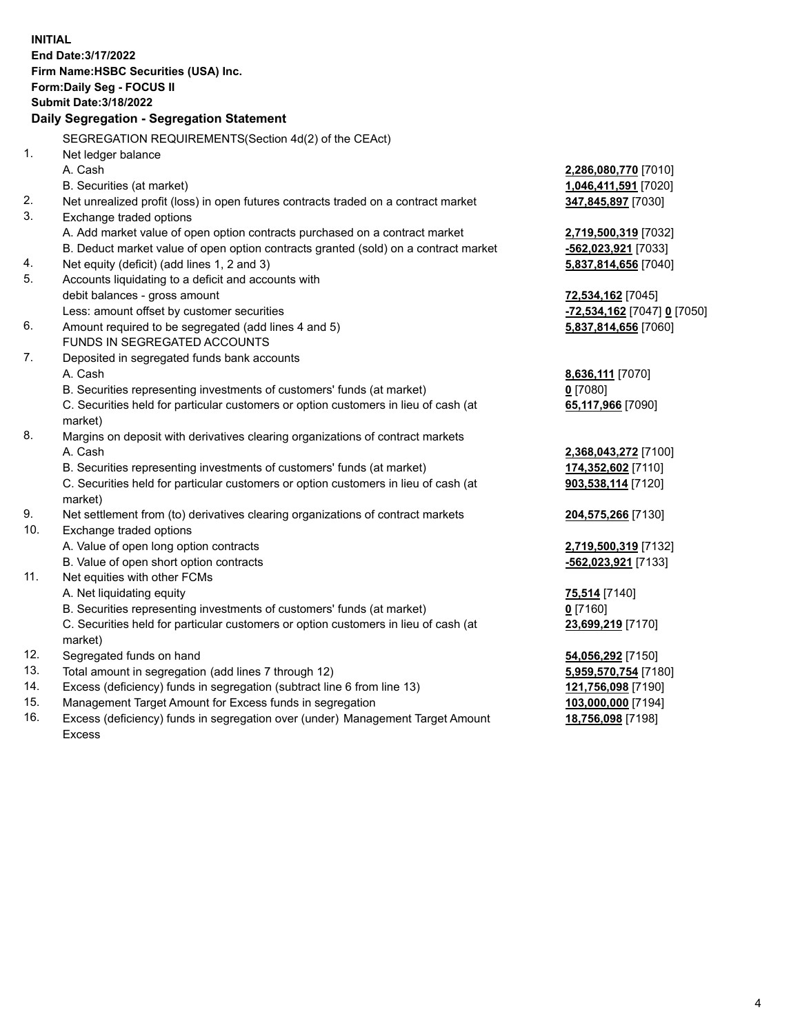**INITIAL**
**End Date:3/17/2022**
**Firm Name:HSBC Securities (USA) Inc.**
**Form:Daily Seg - FOCUS II**
**Submit Date:3/18/2022**

## Daily Segregation - Segregation Statement

| | | |
|---|---|---|
| | SEGREGATION REQUIREMENTS(Section 4d(2) of the CEAct) | |
| 1. | Net ledger balance | |
| | A. Cash | **2,286,080,770** [7010] |
| | B. Securities (at market) | **1,046,411,591** [7020] |
| 2. | Net unrealized profit (loss) in open futures contracts traded on a contract market | **347,845,897** [7030] |
| 3. | Exchange traded options | |
| | A. Add market value of open option contracts purchased on a contract market | **2,719,500,319** [7032] |
| | B. Deduct market value of open option contracts granted (sold) on a contract market | **-562,023,921** [7033] |
| 4. | Net equity (deficit) (add lines 1, 2 and 3) | **5,837,814,656** [7040] |
| 5. | Accounts liquidating to a deficit and accounts with debit balances - gross amount | **72,534,162** [7045] |
| | Less: amount offset by customer securities | **-72,534,162** [7047] **0** [7050] |
| 6. | Amount required to be segregated (add lines 4 and 5) | **5,837,814,656** [7060] |
| | FUNDS IN SEGREGATED ACCOUNTS | |
| 7. | Deposited in segregated funds bank accounts | |
| | A. Cash | **8,636,111** [7070] |
| | B. Securities representing investments of customers' funds (at market) | **0** [7080] |
| | C. Securities held for particular customers or option customers in lieu of cash (at market) | **65,117,966** [7090] |
| 8. | Margins on deposit with derivatives clearing organizations of contract markets | |
| | A. Cash | **2,368,043,272** [7100] |
| | B. Securities representing investments of customers' funds (at market) | **174,352,602** [7110] |
| | C. Securities held for particular customers or option customers in lieu of cash (at market) | **903,538,114** [7120] |
| 9. | Net settlement from (to) derivatives clearing organizations of contract markets | **204,575,266** [7130] |
| 10. | Exchange traded options | |
| | A. Value of open long option contracts | **2,719,500,319** [7132] |
| | B. Value of open short option contracts | **-562,023,921** [7133] |
| 11. | Net equities with other FCMs | |
| | A. Net liquidating equity | **75,514** [7140] |
| | B. Securities representing investments of customers' funds (at market) | **0** [7160] |
| | C. Securities held for particular customers or option customers in lieu of cash (at market) | **23,699,219** [7170] |
| 12. | Segregated funds on hand | **54,056,292** [7150] |
| 13. | Total amount in segregation (add lines 7 through 12) | **5,959,570,754** [7180] |
| 14. | Excess (deficiency) funds in segregation (subtract line 6 from line 13) | **121,756,098** [7190] |
| 15. | Management Target Amount for Excess funds in segregation | **103,000,000** [7194] |
| 16. | Excess (deficiency) funds in segregation over (under) Management Target Amount Excess | **18,756,098** [7198] |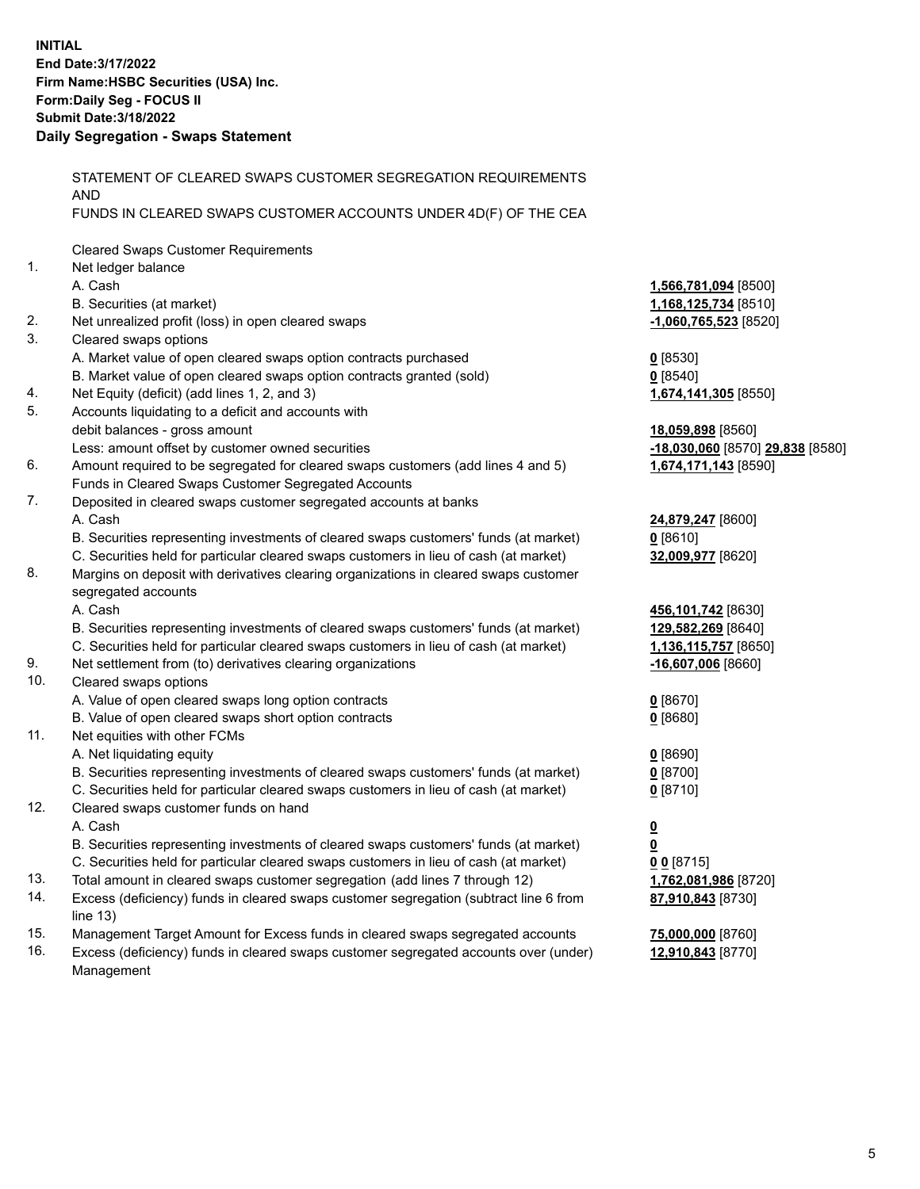**INITIAL**
**End Date:3/17/2022**
**Firm Name:HSBC Securities (USA) Inc.**
**Form:Daily Seg - FOCUS II**
**Submit Date:3/18/2022**
**Daily Segregation - Swaps Statement**

STATEMENT OF CLEARED SWAPS CUSTOMER SEGREGATION REQUIREMENTS AND
FUNDS IN CLEARED SWAPS CUSTOMER ACCOUNTS UNDER 4D(F) OF THE CEA

| | | |
|---|---|---|
| | Cleared Swaps Customer Requirements | |
| 1. | Net ledger balance | |
| | A. Cash | **1,566,781,094** [8500] |
| | B. Securities (at market) | **1,168,125,734** [8510] |
| 2. | Net unrealized profit (loss) in open cleared swaps | **-1,060,765,523** [8520] |
| 3. | Cleared swaps options | |
| | A. Market value of open cleared swaps option contracts purchased | **0** [8530] |
| | B. Market value of open cleared swaps option contracts granted (sold) | **0** [8540] |
| 4. | Net Equity (deficit) (add lines 1, 2, and 3) | **1,674,141,305** [8550] |
| 5. | Accounts liquidating to a deficit and accounts with | |
| | debit balances - gross amount | **18,059,898** [8560] |
| | Less: amount offset by customer owned securities | **-18,030,060** [8570] **29,838** [8580] |
| 6. | Amount required to be segregated for cleared swaps customers (add lines 4 and 5) | **1,674,171,143** [8590] |
| | Funds in Cleared Swaps Customer Segregated Accounts | |
| 7. | Deposited in cleared swaps customer segregated accounts at banks | |
| | A. Cash | **24,879,247** [8600] |
| | B. Securities representing investments of cleared swaps customers' funds (at market) | **0** [8610] |
| | C. Securities held for particular cleared swaps customers in lieu of cash (at market) | **32,009,977** [8620] |
| 8. | Margins on deposit with derivatives clearing organizations in cleared swaps customer segregated accounts | |
| | A. Cash | **456,101,742** [8630] |
| | B. Securities representing investments of cleared swaps customers' funds (at market) | **129,582,269** [8640] |
| | C. Securities held for particular cleared swaps customers in lieu of cash (at market) | **1,136,115,757** [8650] |
| 9. | Net settlement from (to) derivatives clearing organizations | **-16,607,006** [8660] |
| 10. | Cleared swaps options | |
| | A. Value of open cleared swaps long option contracts | **0** [8670] |
| | B. Value of open cleared swaps short option contracts | **0** [8680] |
| 11. | Net equities with other FCMs | |
| | A. Net liquidating equity | **0** [8690] |
| | B. Securities representing investments of cleared swaps customers' funds (at market) | **0** [8700] |
| | C. Securities held for particular cleared swaps customers in lieu of cash (at market) | **0** [8710] |
| 12. | Cleared swaps customer funds on hand | |
| | A. Cash | **0** |
| | B. Securities representing investments of cleared swaps customers' funds (at market) | **0** |
| | C. Securities held for particular cleared swaps customers in lieu of cash (at market) | **0** **0** [8715] |
| 13. | Total amount in cleared swaps customer segregation (add lines 7 through 12) | **1,762,081,986** [8720] |
| 14. | Excess (deficiency) funds in cleared swaps customer segregation (subtract line 6 from line 13) | **87,910,843** [8730] |
| 15. | Management Target Amount for Excess funds in cleared swaps segregated accounts | **75,000,000** [8760] |
| 16. | Excess (deficiency) funds in cleared swaps customer segregated accounts over (under) Management | **12,910,843** [8770] |